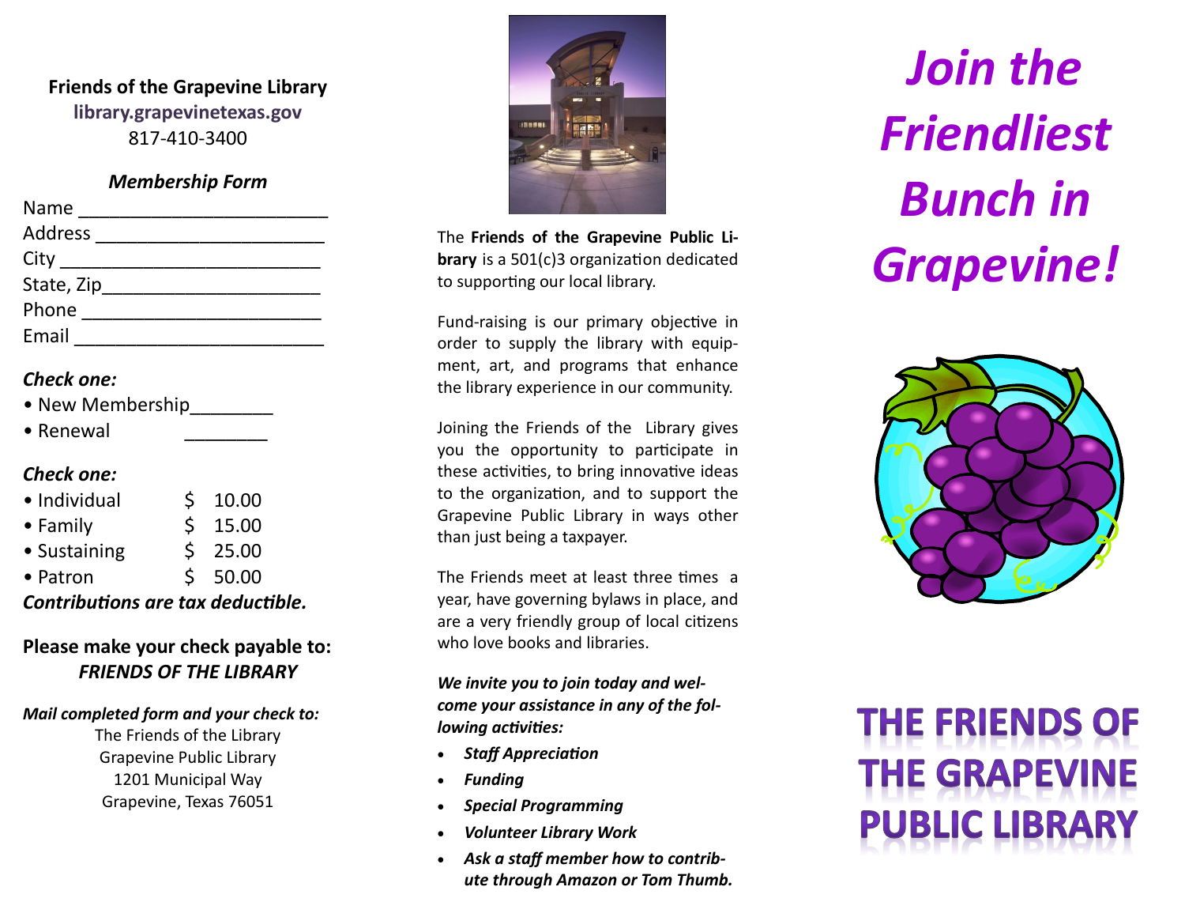**Friends of the Grapevine Library**
**library.grapevinetexas.gov**
817-410-3400

***Membership Form***

Name ________________________
Address ______________________
City _________________________
State, Zip_____________________
Phone _______________________
Email ________________________

***Check one:***

- New Membership________
- Renewal ________

***Check one:***

- Individual $ 10.00
- Family $ 15.00
- Sustaining $ 25.00
- Patron $ 50.00

***Contributions are tax deductible.***

**Please make your check payable to:**
***FRIENDS OF THE LIBRARY***

***Mail completed form and your check to:***
The Friends of the Library
Grapevine Public Library
1201 Municipal Way
Grapevine, Texas 76051

The **Friends of the Grapevine Public Library** is a 501(c)3 organization dedicated to supporting our local library.

Fund-raising is our primary objective in order to supply the library with equipment, art, and programs that enhance the library experience in our community.

Joining the Friends of the Library gives you the opportunity to participate in these activities, to bring innovative ideas to the organization, and to support the Grapevine Public Library in ways other than just being a taxpayer.

The Friends meet at least three times a year, have governing bylaws in place, and are a very friendly group of local citizens who love books and libraries.

***We invite you to join today and welcome your assistance in any of the following activities:***

- ***Staff Appreciation***
- ***Funding***
- ***Special Programming***
- ***Volunteer Library Work***
- ***Ask a staff member how to contribute through Amazon or Tom Thumb.***

# *Join the Friendliest Bunch in Grapevine!*

# THE FRIENDS OF THE GRAPEVINE PUBLIC LIBRARY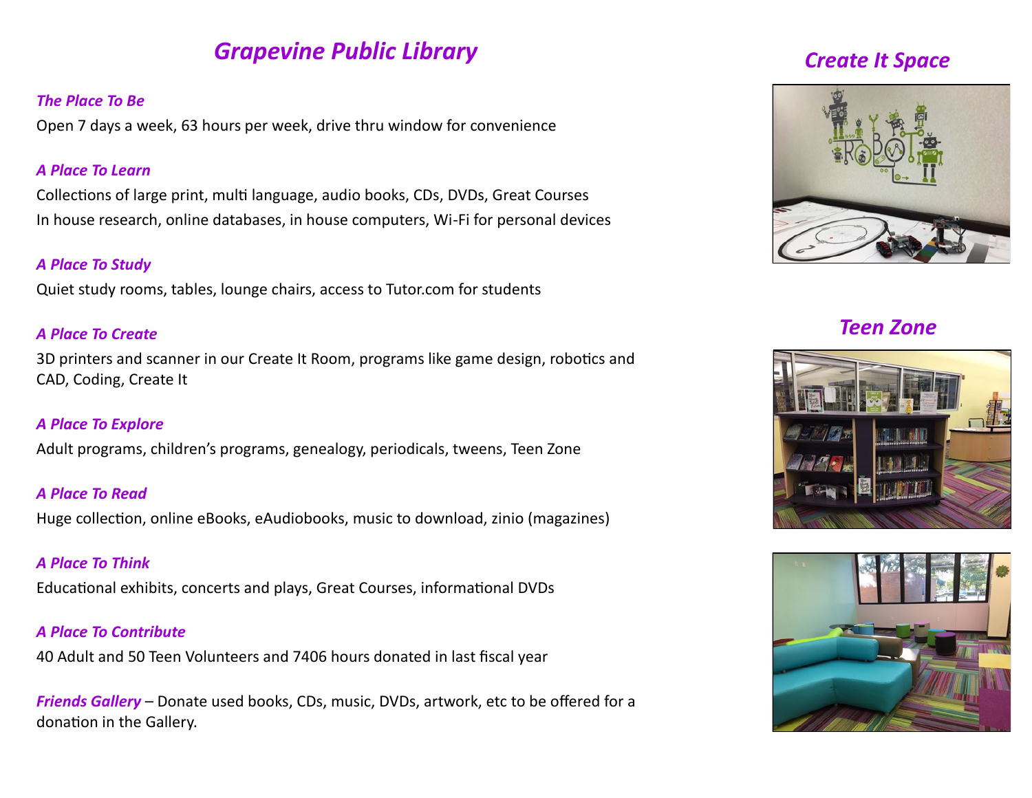# *Grapevine Public Library*

***The Place To Be***

Open 7 days a week, 63 hours per week, drive thru window for convenience

***A Place To Learn***

Collections of large print, multi language, audio books, CDs, DVDs, Great Courses
In house research, online databases, in house computers, Wi-Fi for personal devices

***A Place To Study***

Quiet study rooms, tables, lounge chairs, access to Tutor.com for students

***A Place To Create***

3D printers and scanner in our Create It Room, programs like game design, robotics and CAD, Coding, Create It

***A Place To Explore***

Adult programs, children's programs, genealogy, periodicals, tweens, Teen Zone

***A Place To Read***

Huge collection, online eBooks, eAudiobooks, music to download, zinio (magazines)

***A Place To Think***

Educational exhibits, concerts and plays, Great Courses, informational DVDs

***A Place To Contribute***

40 Adult and 50 Teen Volunteers and 7406 hours donated in last fiscal year

***Friends Gallery*** – Donate used books, CDs, music, DVDs, artwork, etc to be offered for a donation in the Gallery.

## *Create It Space*

## *Teen Zone*